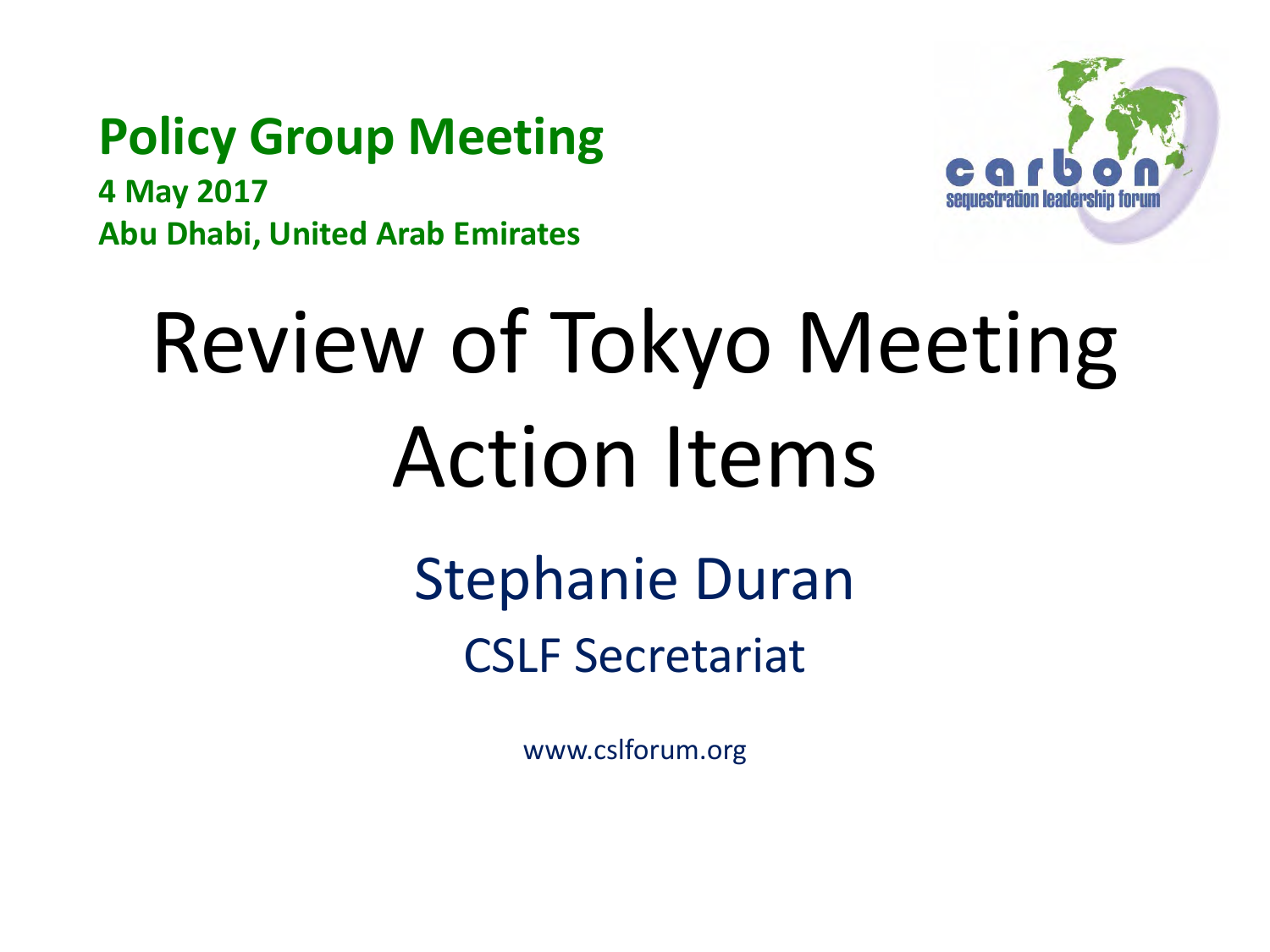**Policy Group Meeting**

**4 May 2017**

**Abu Dhabi, United Arab Emirates**

carbon sequestration leadership forum

# Review of Tokyo Meeting Action Items

## Stephanie Duran

### CSLF Secretariat

www.cslforum.org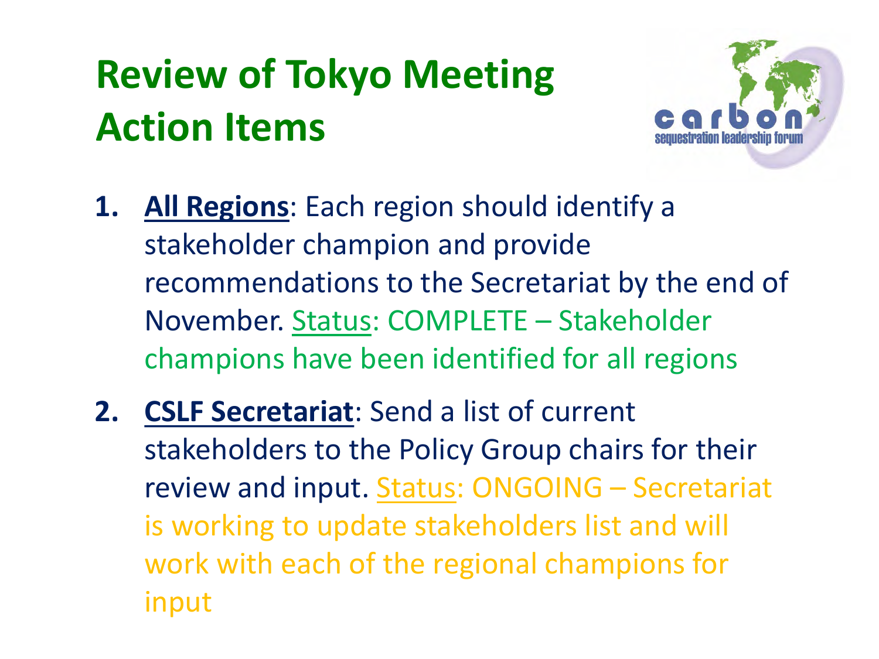# Review of Tokyo Meeting Action Items

1. **All Regions**: Each region should identify a stakeholder champion and provide recommendations to the Secretariat by the end of November. Status: COMPLETE – Stakeholder champions have been identified for all regions

2. **CSLF Secretariat**: Send a list of current stakeholders to the Policy Group chairs for their review and input. Status: ONGOING – Secretariat is working to update stakeholders list and will work with each of the regional champions for input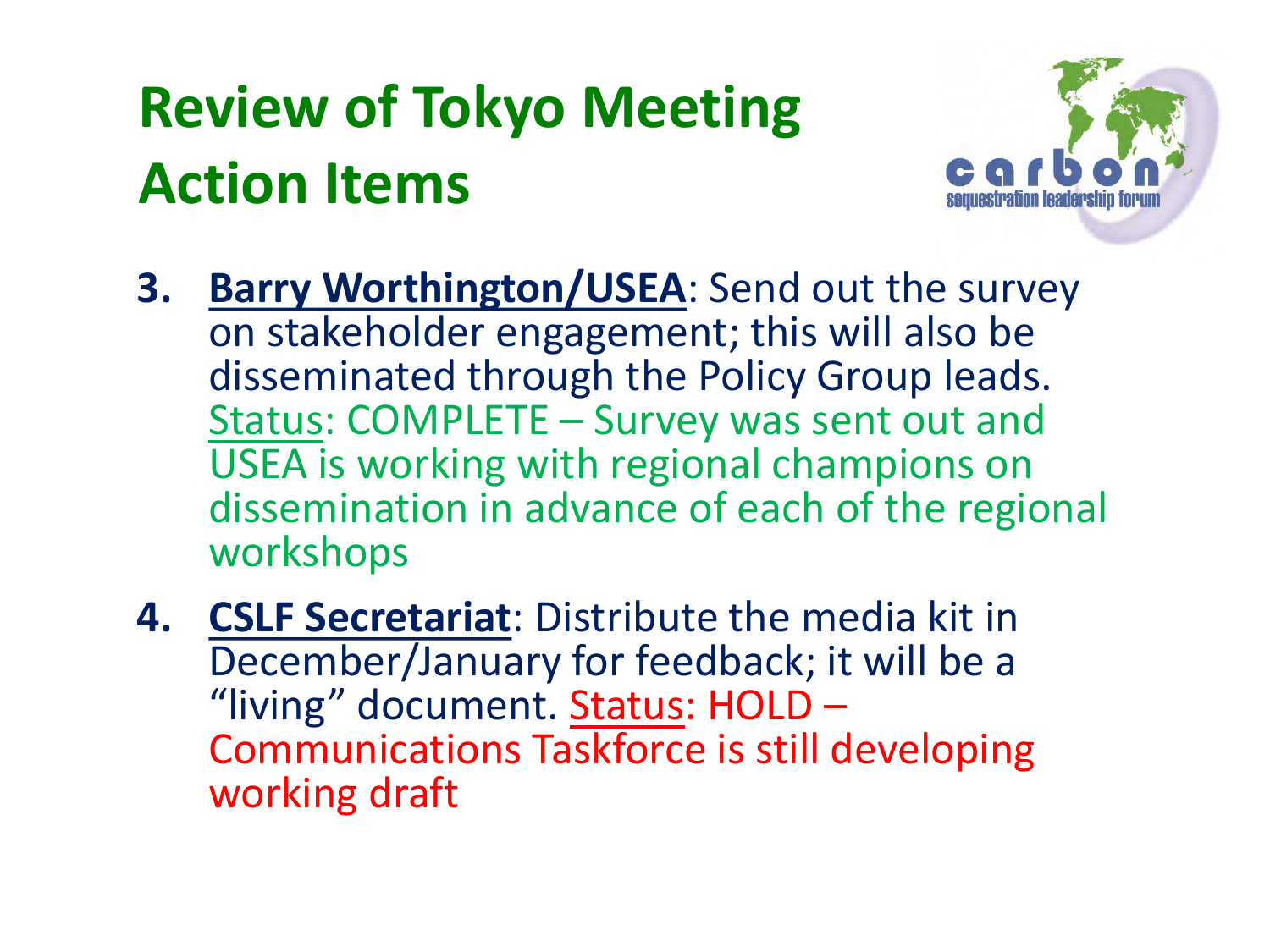# Review of Tokyo Meeting Action Items

3. **Barry Worthington/USEA**: Send out the survey on stakeholder engagement; this will also be disseminated through the Policy Group leads. Status: COMPLETE – Survey was sent out and USEA is working with regional champions on dissemination in advance of each of the regional workshops

4. **CSLF Secretariat**: Distribute the media kit in December/January for feedback; it will be a "living" document. Status: HOLD – Communications Taskforce is still developing working draft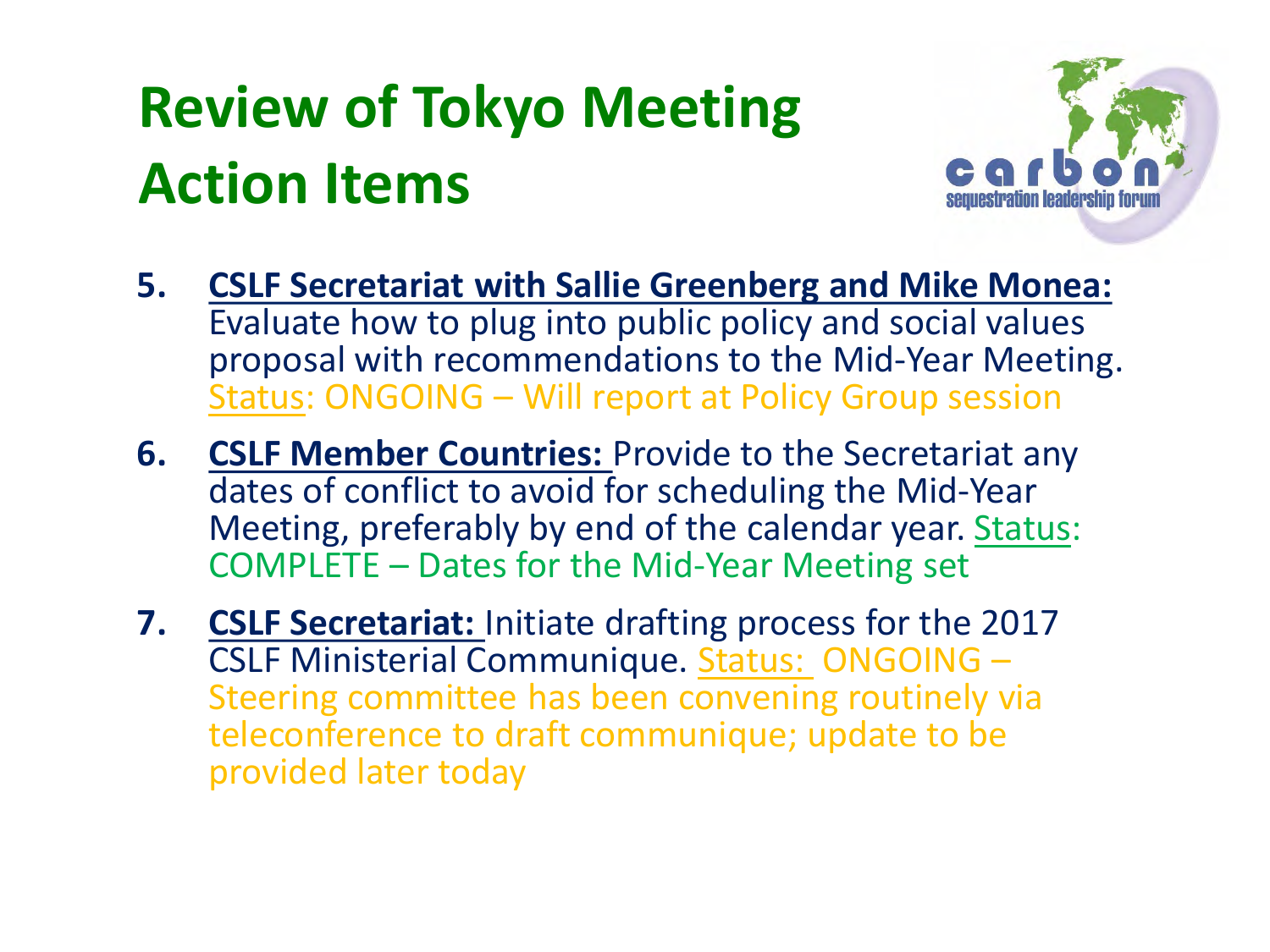# Review of Tokyo Meeting Action Items

5. **CSLF Secretariat with Sallie Greenberg and Mike Monea:** Evaluate how to plug into public policy and social values proposal with recommendations to the Mid-Year Meeting. Status: ONGOING – Will report at Policy Group session

6. **CSLF Member Countries:** Provide to the Secretariat any dates of conflict to avoid for scheduling the Mid-Year Meeting, preferably by end of the calendar year. Status: COMPLETE – Dates for the Mid-Year Meeting set

7. **CSLF Secretariat:** Initiate drafting process for the 2017 CSLF Ministerial Communique. Status: ONGOING – Steering committee has been convening routinely via teleconference to draft communique; update to be provided later today